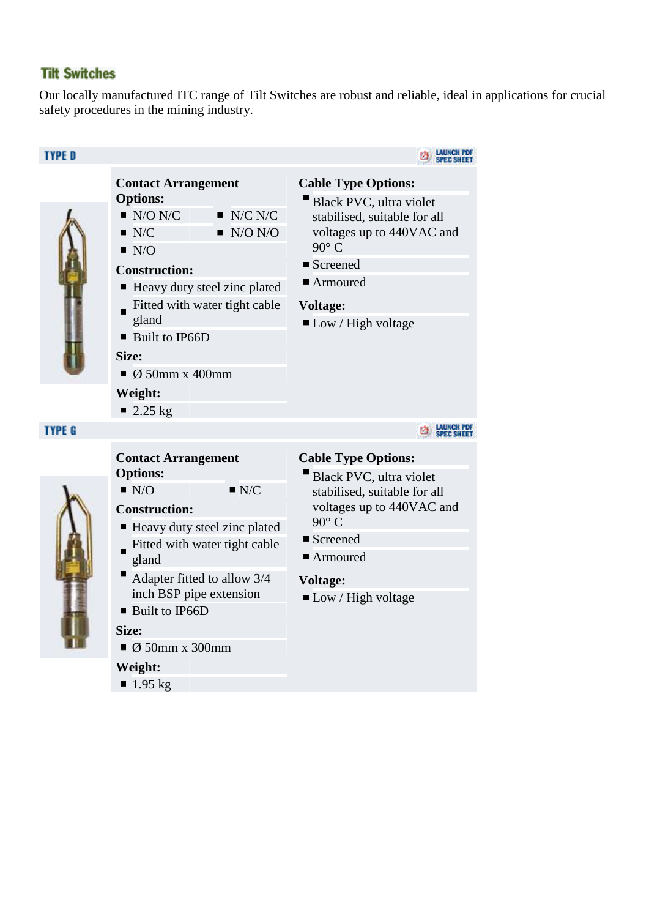# Tilt Switches

Our locally manufactured ITC range of Tilt Switches are robust and reliable, ideal in applications for crucial safety procedures in the mining industry.

## TYPE D

LAUNCH PDF SPEC SHEET

**Contact Arrangement Options:**

- N/O N/C
- N/C N/C
- N/C
- N/O N/O
- N/O

**Construction:**

- Heavy duty steel zinc plated
- Fitted with water tight cable gland
- Built to IP66D

**Size:**

- Ø 50mm x 400mm

**Weight:**

- 2.25 kg

**Cable Type Options:**

- Black PVC, ultra violet stabilised, suitable for all voltages up to 440VAC and 90° C
- Screened
- Armoured

**Voltage:**

- Low / High voltage

## TYPE G

LAUNCH PDF SPEC SHEET

**Contact Arrangement Options:**

- N/O
- N/C

**Construction:**

- Heavy duty steel zinc plated
- Fitted with water tight cable gland
- Adapter fitted to allow 3/4 inch BSP pipe extension
- Built to IP66D

**Size:**

- Ø 50mm x 300mm

**Weight:**

- 1.95 kg

**Cable Type Options:**

- Black PVC, ultra violet stabilised, suitable for all voltages up to 440VAC and 90° C
- Screened
- Armoured

**Voltage:**

- Low / High voltage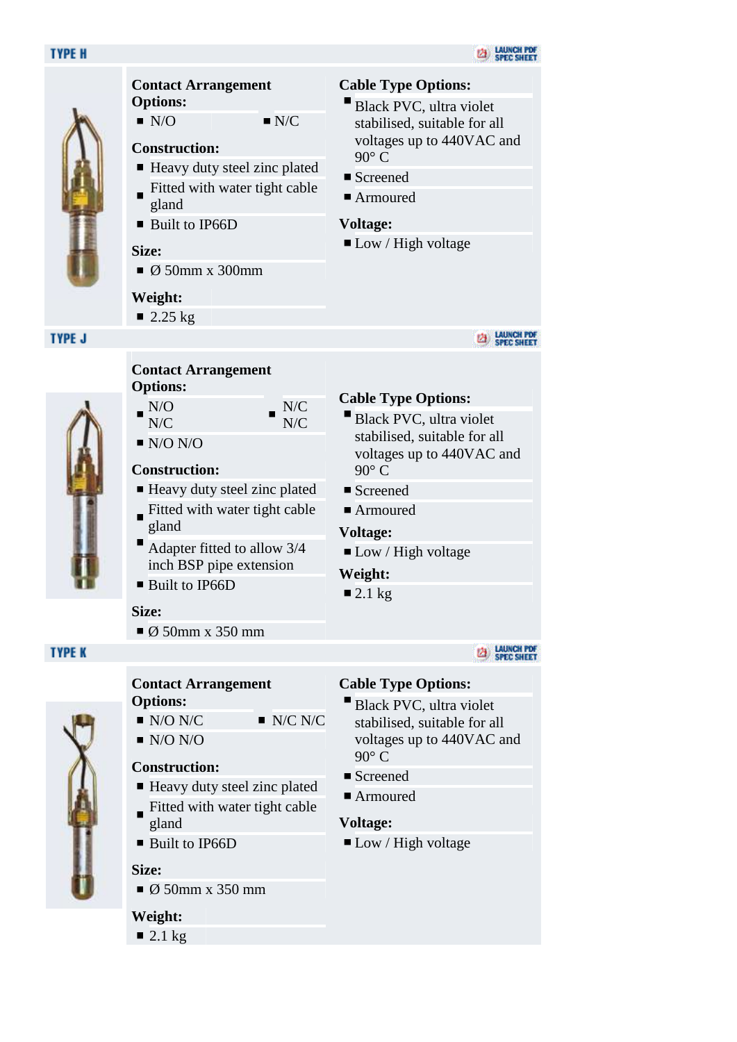## TYPE H

LAUNCH PDF SPEC SHEET

**Contact Arrangement Options:**

- N/O
- N/C

**Construction:**

- Heavy duty steel zinc plated
- Fitted with water tight cable gland
- Built to IP66D

**Size:**

- Ø 50mm x 300mm

**Weight:**

- 2.25 kg

**Cable Type Options:**

- Black PVC, ultra violet stabilised, suitable for all voltages up to 440VAC and 90° C
- Screened
- Armoured

**Voltage:**

- Low / High voltage

## TYPE J

LAUNCH PDF SPEC SHEET

**Contact Arrangement Options:**

- N/O N/C
- N/C N/C
- N/O N/O

**Construction:**

- Heavy duty steel zinc plated
- Fitted with water tight cable gland
- Adapter fitted to allow 3/4 inch BSP pipe extension
- Built to IP66D

**Size:**

- Ø 50mm x 350 mm

**Cable Type Options:**

- Black PVC, ultra violet stabilised, suitable for all voltages up to 440VAC and 90° C
- Screened
- Armoured

**Voltage:**

- Low / High voltage

**Weight:**

- 2.1 kg

## TYPE K

LAUNCH PDF SPEC SHEET

**Contact Arrangement Options:**

- N/O N/C
- N/C N/C
- N/O N/O

**Construction:**

- Heavy duty steel zinc plated
- Fitted with water tight cable gland
- Built to IP66D

**Size:**

- Ø 50mm x 350 mm

**Weight:**

- 2.1 kg

**Cable Type Options:**

- Black PVC, ultra violet stabilised, suitable for all voltages up to 440VAC and 90° C
- Screened
- Armoured

**Voltage:**

- Low / High voltage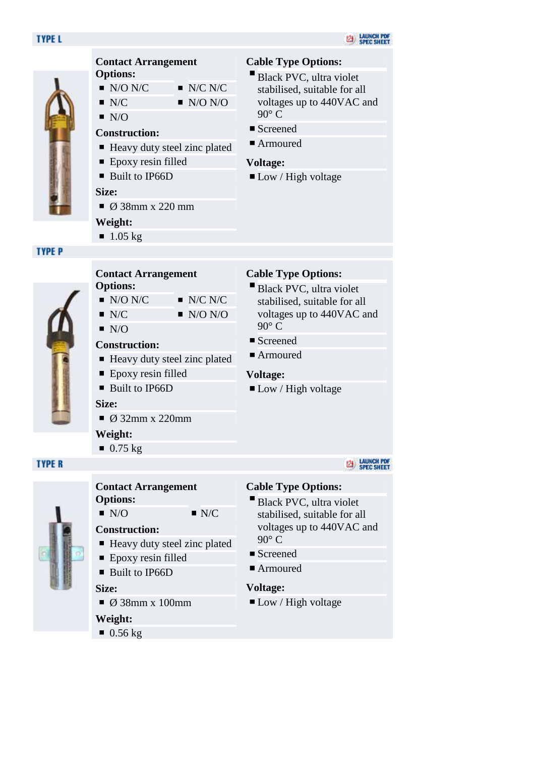## TYPE L

**Contact Arrangement Options:**

- N/O N/C
- N/C N/C
- N/C
- N/O N/O
- N/O

**Construction:**

- Heavy duty steel zinc plated
- Epoxy resin filled
- Built to IP66D

**Size:**

- Ø 38mm x 220 mm

**Weight:**

- 1.05 kg

**Cable Type Options:**

- Black PVC, ultra violet stabilised, suitable for all voltages up to 440VAC and 90° C
- Screened
- Armoured

**Voltage:**

- Low / High voltage

## TYPE P

**Contact Arrangement Options:**

- N/O N/C
- N/C N/C
- N/C
- N/O N/O
- N/O

**Construction:**

- Heavy duty steel zinc plated
- Epoxy resin filled
- Built to IP66D

**Size:**

- Ø 32mm x 220mm

**Weight:**

- 0.75 kg

**Cable Type Options:**

- Black PVC, ultra violet stabilised, suitable for all voltages up to 440VAC and 90° C
- Screened
- Armoured

**Voltage:**

- Low / High voltage

## TYPE R

**Contact Arrangement Options:**

- N/O
- N/C

**Construction:**

- Heavy duty steel zinc plated
- Epoxy resin filled
- Built to IP66D

**Size:**

- Ø 38mm x 100mm

**Weight:**

- 0.56 kg

**Cable Type Options:**

- Black PVC, ultra violet stabilised, suitable for all voltages up to 440VAC and 90° C
- Screened
- Armoured

**Voltage:**

- Low / High voltage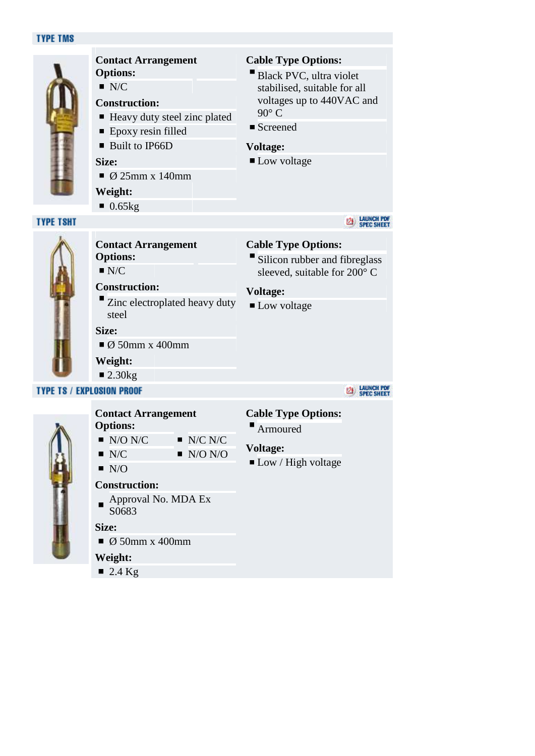## TYPE TMS

**Contact Arrangement Options:**
- N/C

**Construction:**
- Heavy duty steel zinc plated
- Epoxy resin filled
- Built to IP66D

**Size:**
- Ø 25mm x 140mm

**Weight:**
- 0.65kg

**Cable Type Options:**
- Black PVC, ultra violet stabilised, suitable for all voltages up to 440VAC and 90° C
- Screened

**Voltage:**
- Low voltage

## TYPE TSHT

LAUNCH PDF SPEC SHEET

**Contact Arrangement Options:**
- N/C

**Construction:**
- Zinc electroplated heavy duty steel

**Size:**
- Ø 50mm x 400mm

**Weight:**
- 2.30kg

**Cable Type Options:**
- Silicon rubber and fibreglass sleeved, suitable for 200° C

**Voltage:**
- Low voltage

## TYPE TS / EXPLOSION PROOF

LAUNCH PDF SPEC SHEET

**Contact Arrangement Options:**
- N/O N/C
- N/C N/C
- N/C
- N/O N/O
- N/O

**Construction:**
- Approval No. MDA Ex S0683

**Size:**
- Ø 50mm x 400mm

**Weight:**
- 2.4 Kg

**Cable Type Options:**
- Armoured

**Voltage:**
- Low / High voltage